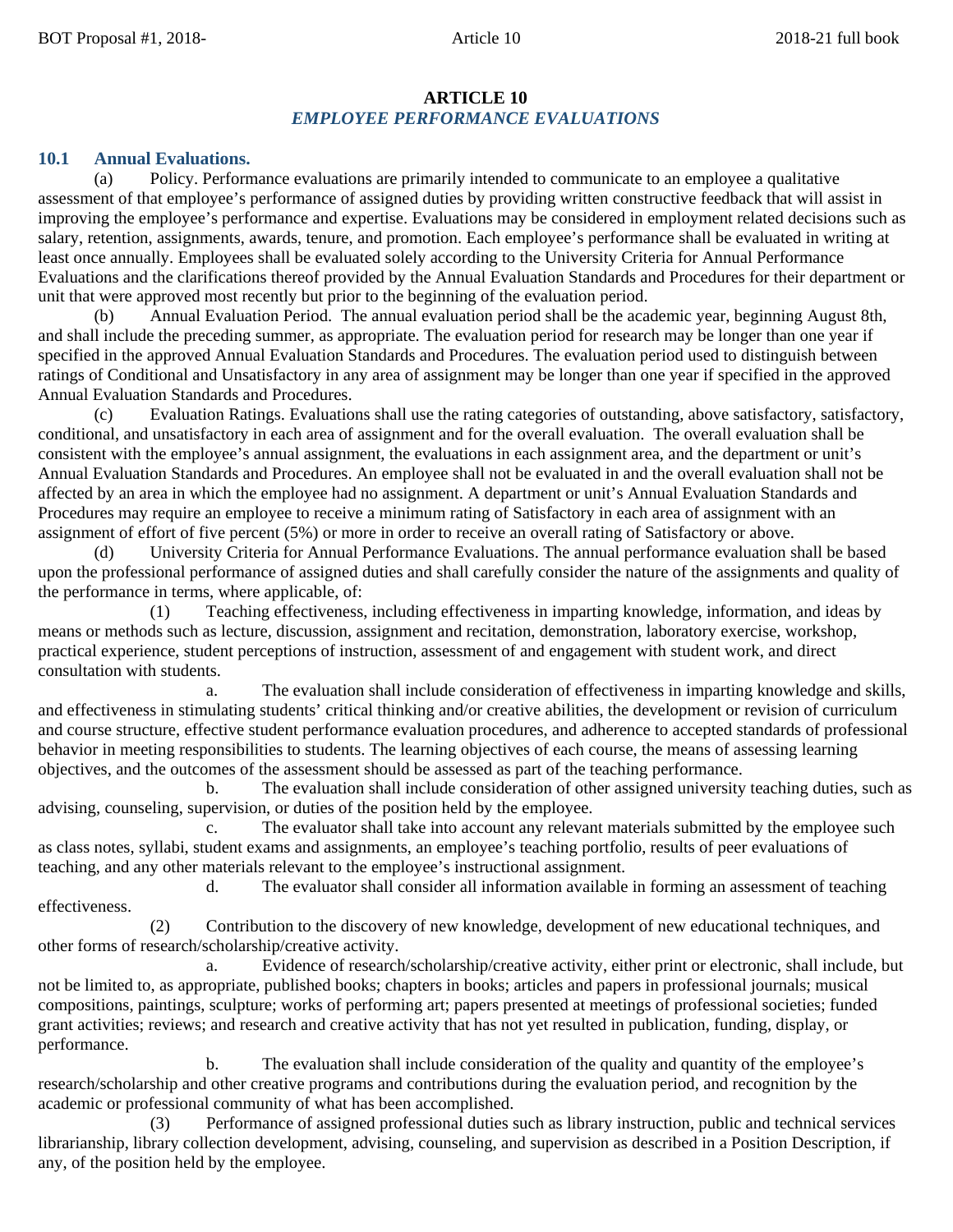# ARTICLE 10

## *EMPLOYEE PERFORMANCE EVALUATIONS*

### 10.1 Annual Evaluations.

(a) Policy. Performance evaluations are primarily intended to communicate to an employee a qualitative assessment of that employee's performance of assigned duties by providing written constructive feedback that will assist in improving the employee's performance and expertise. Evaluations may be considered in employment related decisions such as salary, retention, assignments, awards, tenure, and promotion. Each employee's performance shall be evaluated in writing at least once annually. Employees shall be evaluated solely according to the University Criteria for Annual Performance Evaluations and the clarifications thereof provided by the Annual Evaluation Standards and Procedures for their department or unit that were approved most recently but prior to the beginning of the evaluation period.

(b) Annual Evaluation Period. The annual evaluation period shall be the academic year, beginning August 8th, and shall include the preceding summer, as appropriate. The evaluation period for research may be longer than one year if specified in the approved Annual Evaluation Standards and Procedures. The evaluation period used to distinguish between ratings of Conditional and Unsatisfactory in any area of assignment may be longer than one year if specified in the approved Annual Evaluation Standards and Procedures.

(c) Evaluation Ratings. Evaluations shall use the rating categories of outstanding, above satisfactory, satisfactory, conditional, and unsatisfactory in each area of assignment and for the overall evaluation. The overall evaluation shall be consistent with the employee's annual assignment, the evaluations in each assignment area, and the department or unit's Annual Evaluation Standards and Procedures. An employee shall not be evaluated in and the overall evaluation shall not be affected by an area in which the employee had no assignment. A department or unit's Annual Evaluation Standards and Procedures may require an employee to receive a minimum rating of Satisfactory in each area of assignment with an assignment of effort of five percent (5%) or more in order to receive an overall rating of Satisfactory or above.

(d) University Criteria for Annual Performance Evaluations. The annual performance evaluation shall be based upon the professional performance of assigned duties and shall carefully consider the nature of the assignments and quality of the performance in terms, where applicable, of:

(1) Teaching effectiveness, including effectiveness in imparting knowledge, information, and ideas by means or methods such as lecture, discussion, assignment and recitation, demonstration, laboratory exercise, workshop, practical experience, student perceptions of instruction, assessment of and engagement with student work, and direct consultation with students.

a. The evaluation shall include consideration of effectiveness in imparting knowledge and skills, and effectiveness in stimulating students' critical thinking and/or creative abilities, the development or revision of curriculum and course structure, effective student performance evaluation procedures, and adherence to accepted standards of professional behavior in meeting responsibilities to students. The learning objectives of each course, the means of assessing learning objectives, and the outcomes of the assessment should be assessed as part of the teaching performance.

b. The evaluation shall include consideration of other assigned university teaching duties, such as advising, counseling, supervision, or duties of the position held by the employee.

c. The evaluator shall take into account any relevant materials submitted by the employee such as class notes, syllabi, student exams and assignments, an employee's teaching portfolio, results of peer evaluations of teaching, and any other materials relevant to the employee's instructional assignment.

d. The evaluator shall consider all information available in forming an assessment of teaching effectiveness.

(2) Contribution to the discovery of new knowledge, development of new educational techniques, and other forms of research/scholarship/creative activity.

a. Evidence of research/scholarship/creative activity, either print or electronic, shall include, but not be limited to, as appropriate, published books; chapters in books; articles and papers in professional journals; musical compositions, paintings, sculpture; works of performing art; papers presented at meetings of professional societies; funded grant activities; reviews; and research and creative activity that has not yet resulted in publication, funding, display, or performance.

b. The evaluation shall include consideration of the quality and quantity of the employee's research/scholarship and other creative programs and contributions during the evaluation period, and recognition by the academic or professional community of what has been accomplished.

(3) Performance of assigned professional duties such as library instruction, public and technical services librarianship, library collection development, advising, counseling, and supervision as described in a Position Description, if any, of the position held by the employee.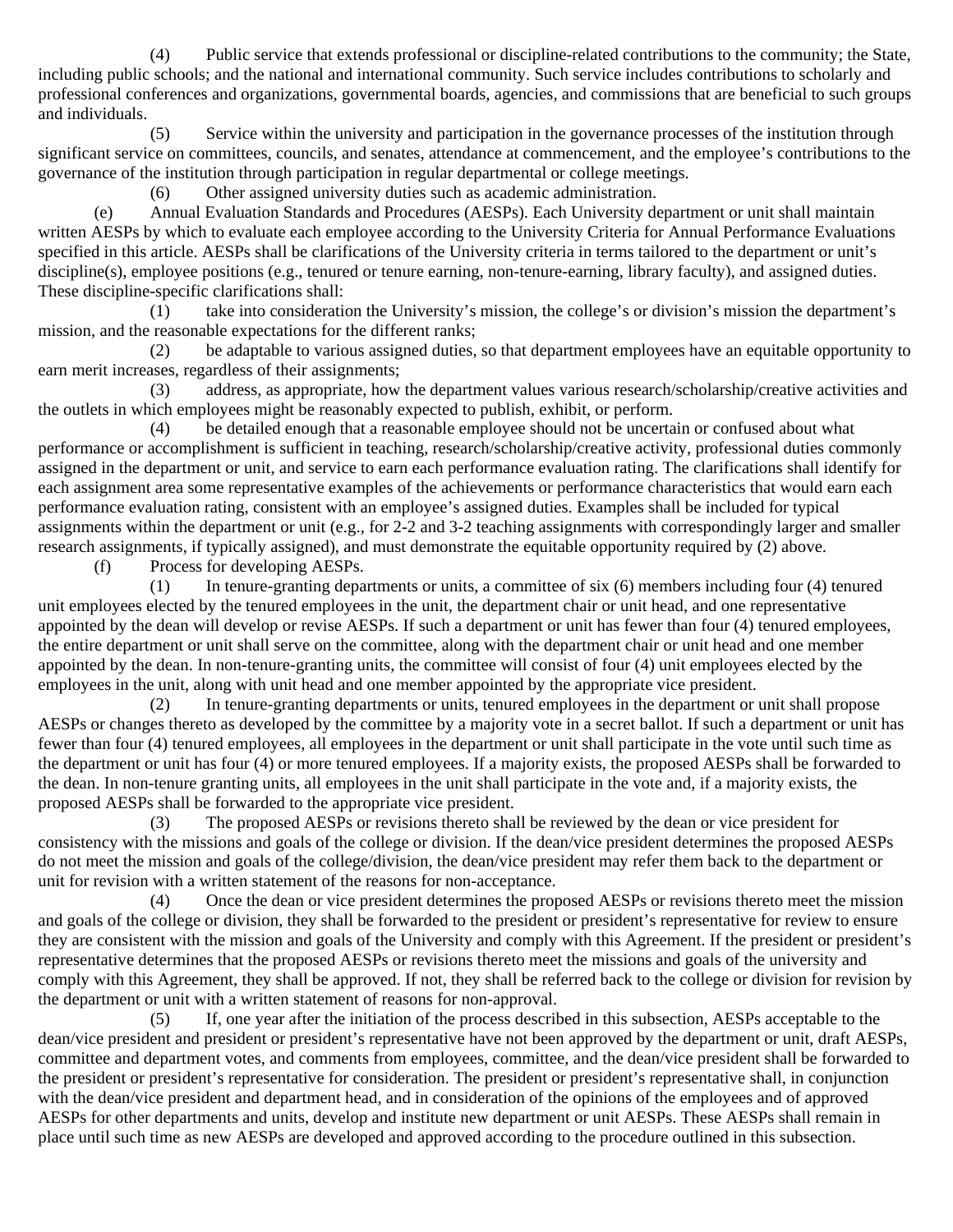(4) Public service that extends professional or discipline-related contributions to the community; the State, including public schools; and the national and international community. Such service includes contributions to scholarly and professional conferences and organizations, governmental boards, agencies, and commissions that are beneficial to such groups and individuals.

(5) Service within the university and participation in the governance processes of the institution through significant service on committees, councils, and senates, attendance at commencement, and the employee's contributions to the governance of the institution through participation in regular departmental or college meetings.

(6) Other assigned university duties such as academic administration.

(e) Annual Evaluation Standards and Procedures (AESPs). Each University department or unit shall maintain written AESPs by which to evaluate each employee according to the University Criteria for Annual Performance Evaluations specified in this article. AESPs shall be clarifications of the University criteria in terms tailored to the department or unit's discipline(s), employee positions (e.g., tenured or tenure earning, non-tenure-earning, library faculty), and assigned duties. These discipline-specific clarifications shall:

(1) take into consideration the University's mission, the college's or division's mission the department's mission, and the reasonable expectations for the different ranks;

(2) be adaptable to various assigned duties, so that department employees have an equitable opportunity to earn merit increases, regardless of their assignments;

(3) address, as appropriate, how the department values various research/scholarship/creative activities and the outlets in which employees might be reasonably expected to publish, exhibit, or perform.

(4) be detailed enough that a reasonable employee should not be uncertain or confused about what performance or accomplishment is sufficient in teaching, research/scholarship/creative activity, professional duties commonly assigned in the department or unit, and service to earn each performance evaluation rating. The clarifications shall identify for each assignment area some representative examples of the achievements or performance characteristics that would earn each performance evaluation rating, consistent with an employee's assigned duties. Examples shall be included for typical assignments within the department or unit (e.g., for 2-2 and 3-2 teaching assignments with correspondingly larger and smaller research assignments, if typically assigned), and must demonstrate the equitable opportunity required by (2) above.

(f) Process for developing AESPs.

(1) In tenure-granting departments or units, a committee of six (6) members including four (4) tenured unit employees elected by the tenured employees in the unit, the department chair or unit head, and one representative appointed by the dean will develop or revise AESPs. If such a department or unit has fewer than four (4) tenured employees, the entire department or unit shall serve on the committee, along with the department chair or unit head and one member appointed by the dean. In non-tenure-granting units, the committee will consist of four (4) unit employees elected by the employees in the unit, along with unit head and one member appointed by the appropriate vice president.

(2) In tenure-granting departments or units, tenured employees in the department or unit shall propose AESPs or changes thereto as developed by the committee by a majority vote in a secret ballot. If such a department or unit has fewer than four (4) tenured employees, all employees in the department or unit shall participate in the vote until such time as the department or unit has four (4) or more tenured employees. If a majority exists, the proposed AESPs shall be forwarded to the dean. In non-tenure granting units, all employees in the unit shall participate in the vote and, if a majority exists, the proposed AESPs shall be forwarded to the appropriate vice president.

(3) The proposed AESPs or revisions thereto shall be reviewed by the dean or vice president for consistency with the missions and goals of the college or division. If the dean/vice president determines the proposed AESPs do not meet the mission and goals of the college/division, the dean/vice president may refer them back to the department or unit for revision with a written statement of the reasons for non-acceptance.

(4) Once the dean or vice president determines the proposed AESPs or revisions thereto meet the mission and goals of the college or division, they shall be forwarded to the president or president's representative for review to ensure they are consistent with the mission and goals of the University and comply with this Agreement. If the president or president's representative determines that the proposed AESPs or revisions thereto meet the missions and goals of the university and comply with this Agreement, they shall be approved. If not, they shall be referred back to the college or division for revision by the department or unit with a written statement of reasons for non-approval.

(5) If, one year after the initiation of the process described in this subsection, AESPs acceptable to the dean/vice president and president or president's representative have not been approved by the department or unit, draft AESPs, committee and department votes, and comments from employees, committee, and the dean/vice president shall be forwarded to the president or president's representative for consideration. The president or president's representative shall, in conjunction with the dean/vice president and department head, and in consideration of the opinions of the employees and of approved AESPs for other departments and units, develop and institute new department or unit AESPs. These AESPs shall remain in place until such time as new AESPs are developed and approved according to the procedure outlined in this subsection.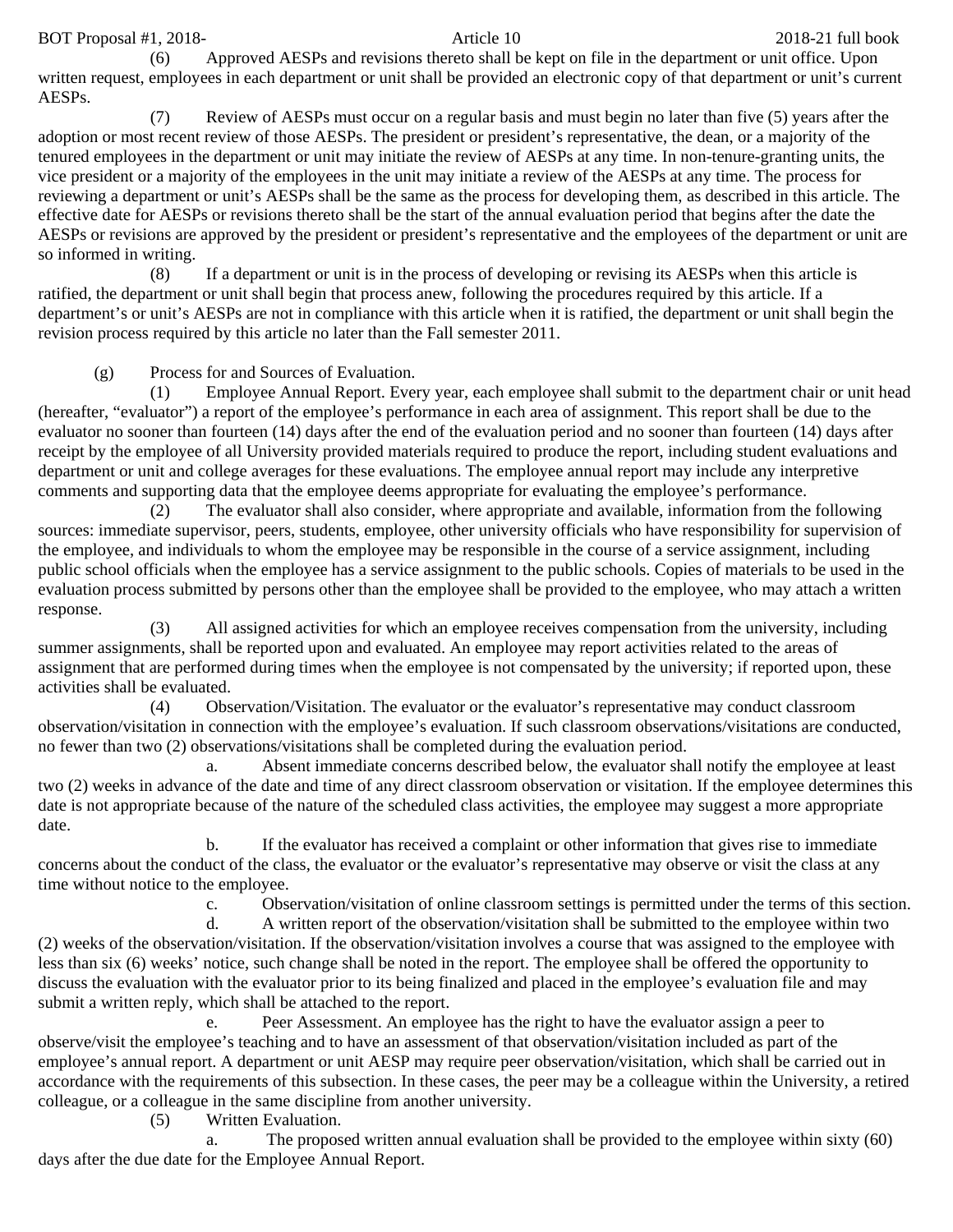(6) Approved AESPs and revisions thereto shall be kept on file in the department or unit office. Upon written request, employees in each department or unit shall be provided an electronic copy of that department or unit's current AESPs.

(7) Review of AESPs must occur on a regular basis and must begin no later than five (5) years after the adoption or most recent review of those AESPs. The president or president's representative, the dean, or a majority of the tenured employees in the department or unit may initiate the review of AESPs at any time. In non-tenure-granting units, the vice president or a majority of the employees in the unit may initiate a review of the AESPs at any time. The process for reviewing a department or unit's AESPs shall be the same as the process for developing them, as described in this article. The effective date for AESPs or revisions thereto shall be the start of the annual evaluation period that begins after the date the AESPs or revisions are approved by the president or president's representative and the employees of the department or unit are so informed in writing.

(8) If a department or unit is in the process of developing or revising its AESPs when this article is ratified, the department or unit shall begin that process anew, following the procedures required by this article. If a department's or unit's AESPs are not in compliance with this article when it is ratified, the department or unit shall begin the revision process required by this article no later than the Fall semester 2011.

(g) Process for and Sources of Evaluation.

(1) Employee Annual Report. Every year, each employee shall submit to the department chair or unit head (hereafter, "evaluator") a report of the employee's performance in each area of assignment. This report shall be due to the evaluator no sooner than fourteen (14) days after the end of the evaluation period and no sooner than fourteen (14) days after receipt by the employee of all University provided materials required to produce the report, including student evaluations and department or unit and college averages for these evaluations. The employee annual report may include any interpretive comments and supporting data that the employee deems appropriate for evaluating the employee's performance.

(2) The evaluator shall also consider, where appropriate and available, information from the following sources: immediate supervisor, peers, students, employee, other university officials who have responsibility for supervision of the employee, and individuals to whom the employee may be responsible in the course of a service assignment, including public school officials when the employee has a service assignment to the public schools. Copies of materials to be used in the evaluation process submitted by persons other than the employee shall be provided to the employee, who may attach a written response.

(3) All assigned activities for which an employee receives compensation from the university, including summer assignments, shall be reported upon and evaluated. An employee may report activities related to the areas of assignment that are performed during times when the employee is not compensated by the university; if reported upon, these activities shall be evaluated.

(4) Observation/Visitation. The evaluator or the evaluator's representative may conduct classroom observation/visitation in connection with the employee's evaluation. If such classroom observations/visitations are conducted, no fewer than two (2) observations/visitations shall be completed during the evaluation period.

a. Absent immediate concerns described below, the evaluator shall notify the employee at least two (2) weeks in advance of the date and time of any direct classroom observation or visitation. If the employee determines this date is not appropriate because of the nature of the scheduled class activities, the employee may suggest a more appropriate date.

b. If the evaluator has received a complaint or other information that gives rise to immediate concerns about the conduct of the class, the evaluator or the evaluator's representative may observe or visit the class at any time without notice to the employee.

c. Observation/visitation of online classroom settings is permitted under the terms of this section.

d. A written report of the observation/visitation shall be submitted to the employee within two (2) weeks of the observation/visitation. If the observation/visitation involves a course that was assigned to the employee with less than six (6) weeks' notice, such change shall be noted in the report. The employee shall be offered the opportunity to discuss the evaluation with the evaluator prior to its being finalized and placed in the employee's evaluation file and may submit a written reply, which shall be attached to the report.

e. Peer Assessment. An employee has the right to have the evaluator assign a peer to observe/visit the employee's teaching and to have an assessment of that observation/visitation included as part of the employee's annual report. A department or unit AESP may require peer observation/visitation, which shall be carried out in accordance with the requirements of this subsection. In these cases, the peer may be a colleague within the University, a retired colleague, or a colleague in the same discipline from another university.

(5) Written Evaluation.

a. The proposed written annual evaluation shall be provided to the employee within sixty (60) days after the due date for the Employee Annual Report.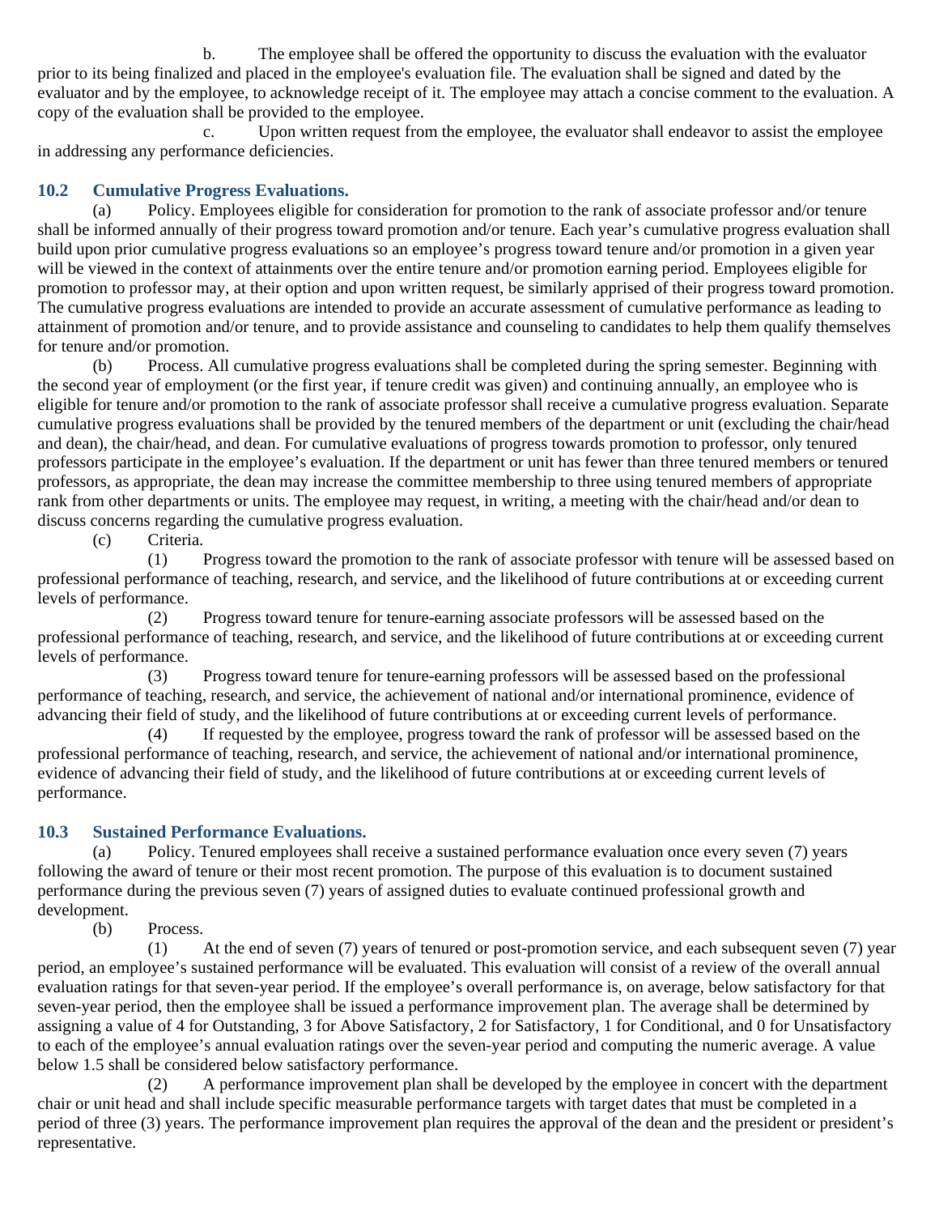b. The employee shall be offered the opportunity to discuss the evaluation with the evaluator prior to its being finalized and placed in the employee's evaluation file. The evaluation shall be signed and dated by the evaluator and by the employee, to acknowledge receipt of it. The employee may attach a concise comment to the evaluation. A copy of the evaluation shall be provided to the employee.

c. Upon written request from the employee, the evaluator shall endeavor to assist the employee in addressing any performance deficiencies.

### 10.2 Cumulative Progress Evaluations.

(a) Policy. Employees eligible for consideration for promotion to the rank of associate professor and/or tenure shall be informed annually of their progress toward promotion and/or tenure. Each year's cumulative progress evaluation shall build upon prior cumulative progress evaluations so an employee's progress toward tenure and/or promotion in a given year will be viewed in the context of attainments over the entire tenure and/or promotion earning period. Employees eligible for promotion to professor may, at their option and upon written request, be similarly apprised of their progress toward promotion. The cumulative progress evaluations are intended to provide an accurate assessment of cumulative performance as leading to attainment of promotion and/or tenure, and to provide assistance and counseling to candidates to help them qualify themselves for tenure and/or promotion.

(b) Process. All cumulative progress evaluations shall be completed during the spring semester. Beginning with the second year of employment (or the first year, if tenure credit was given) and continuing annually, an employee who is eligible for tenure and/or promotion to the rank of associate professor shall receive a cumulative progress evaluation. Separate cumulative progress evaluations shall be provided by the tenured members of the department or unit (excluding the chair/head and dean), the chair/head, and dean. For cumulative evaluations of progress towards promotion to professor, only tenured professors participate in the employee's evaluation. If the department or unit has fewer than three tenured members or tenured professors, as appropriate, the dean may increase the committee membership to three using tenured members of appropriate rank from other departments or units. The employee may request, in writing, a meeting with the chair/head and/or dean to discuss concerns regarding the cumulative progress evaluation.

(c) Criteria.

(1) Progress toward the promotion to the rank of associate professor with tenure will be assessed based on professional performance of teaching, research, and service, and the likelihood of future contributions at or exceeding current levels of performance.

(2) Progress toward tenure for tenure-earning associate professors will be assessed based on the professional performance of teaching, research, and service, and the likelihood of future contributions at or exceeding current levels of performance.

(3) Progress toward tenure for tenure-earning professors will be assessed based on the professional performance of teaching, research, and service, the achievement of national and/or international prominence, evidence of advancing their field of study, and the likelihood of future contributions at or exceeding current levels of performance.

(4) If requested by the employee, progress toward the rank of professor will be assessed based on the professional performance of teaching, research, and service, the achievement of national and/or international prominence, evidence of advancing their field of study, and the likelihood of future contributions at or exceeding current levels of performance.

### 10.3 Sustained Performance Evaluations.

(a) Policy. Tenured employees shall receive a sustained performance evaluation once every seven (7) years following the award of tenure or their most recent promotion. The purpose of this evaluation is to document sustained performance during the previous seven (7) years of assigned duties to evaluate continued professional growth and development.

(b) Process.

(1) At the end of seven (7) years of tenured or post-promotion service, and each subsequent seven (7) year period, an employee's sustained performance will be evaluated. This evaluation will consist of a review of the overall annual evaluation ratings for that seven-year period. If the employee's overall performance is, on average, below satisfactory for that seven-year period, then the employee shall be issued a performance improvement plan. The average shall be determined by assigning a value of 4 for Outstanding, 3 for Above Satisfactory, 2 for Satisfactory, 1 for Conditional, and 0 for Unsatisfactory to each of the employee's annual evaluation ratings over the seven-year period and computing the numeric average. A value below 1.5 shall be considered below satisfactory performance.

(2) A performance improvement plan shall be developed by the employee in concert with the department chair or unit head and shall include specific measurable performance targets with target dates that must be completed in a period of three (3) years. The performance improvement plan requires the approval of the dean and the president or president's representative.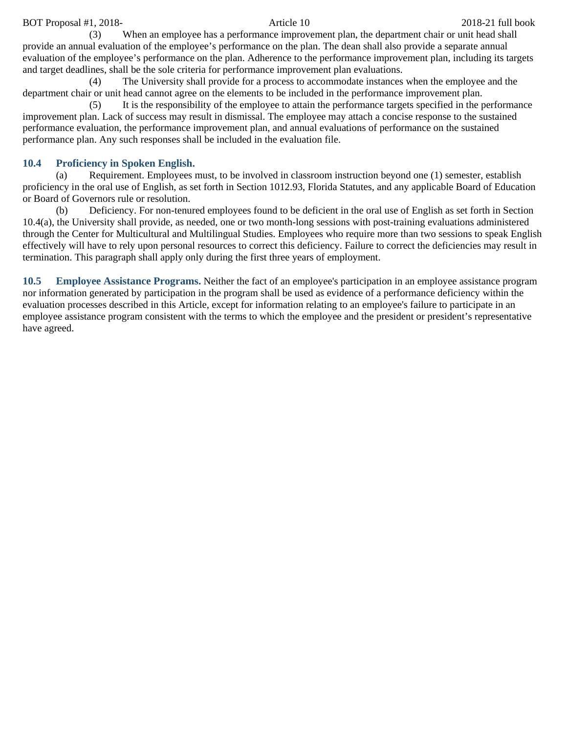(3) When an employee has a performance improvement plan, the department chair or unit head shall provide an annual evaluation of the employee's performance on the plan. The dean shall also provide a separate annual evaluation of the employee's performance on the plan. Adherence to the performance improvement plan, including its targets and target deadlines, shall be the sole criteria for performance improvement plan evaluations.

(4) The University shall provide for a process to accommodate instances when the employee and the department chair or unit head cannot agree on the elements to be included in the performance improvement plan.

(5) It is the responsibility of the employee to attain the performance targets specified in the performance improvement plan. Lack of success may result in dismissal. The employee may attach a concise response to the sustained performance evaluation, the performance improvement plan, and annual evaluations of performance on the sustained performance plan. Any such responses shall be included in the evaluation file.

### 10.4 Proficiency in Spoken English.

(a) Requirement. Employees must, to be involved in classroom instruction beyond one (1) semester, establish proficiency in the oral use of English, as set forth in Section 1012.93, Florida Statutes, and any applicable Board of Education or Board of Governors rule or resolution.

(b) Deficiency. For non-tenured employees found to be deficient in the oral use of English as set forth in Section 10.4(a), the University shall provide, as needed, one or two month-long sessions with post-training evaluations administered through the Center for Multicultural and Multilingual Studies. Employees who require more than two sessions to speak English effectively will have to rely upon personal resources to correct this deficiency. Failure to correct the deficiencies may result in termination. This paragraph shall apply only during the first three years of employment.

**10.5 Employee Assistance Programs.** Neither the fact of an employee's participation in an employee assistance program nor information generated by participation in the program shall be used as evidence of a performance deficiency within the evaluation processes described in this Article, except for information relating to an employee's failure to participate in an employee assistance program consistent with the terms to which the employee and the president or president's representative have agreed.